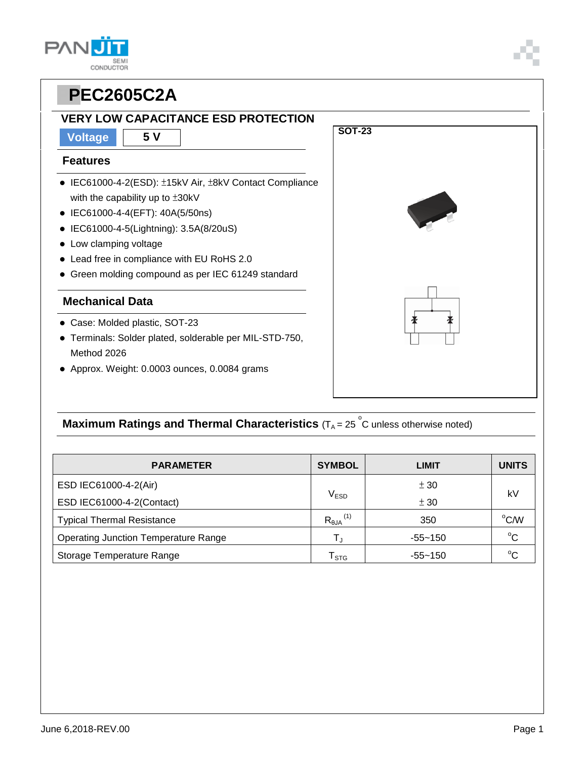# PEC2605C2A

## VERY LOW CAPACITANCE ESD PROTECTION

**Voltage** | **5 V**

SOT-23

### Features

- IEC61000-4-2(ESD): ±15kV Air, ±8kV Contact Compliance with the capability up to ±30kV
- IEC61000-4-4(EFT): 40A(5/50ns)
- IEC61000-4-5(Lightning): 3.5A(8/20uS)
- Low clamping voltage
- Lead free in compliance with EU RoHS 2.0
- Green molding compound as per IEC 61249 standard

### Mechanical Data

- Case: Molded plastic, SOT-23
- Terminals: Solder plated, solderable per MIL-STD-750, Method 2026
- Approx. Weight: 0.0003 ounces, 0.0084 grams

### Maximum Ratings and Thermal Characteristics ($T_A$ = 25 °C unless otherwise noted)

| PARAMETER | SYMBOL | LIMIT | UNITS |
|---|---|---|---|
| ESD IEC61000-4-2(Air) | $V_{ESD}$ | ± 30 | kV |
| ESD IEC61000-4-2(Contact) | | ± 30 | |
| Typical Thermal Resistance | $R_{\theta JA}$ (1) | 350 | °C/W |
| Operating Junction Temperature Range | $T_J$ | -55~150 | °C |
| Storage Temperature Range | $T_{STG}$ | -55~150 | °C |

June 6,2018-REV.00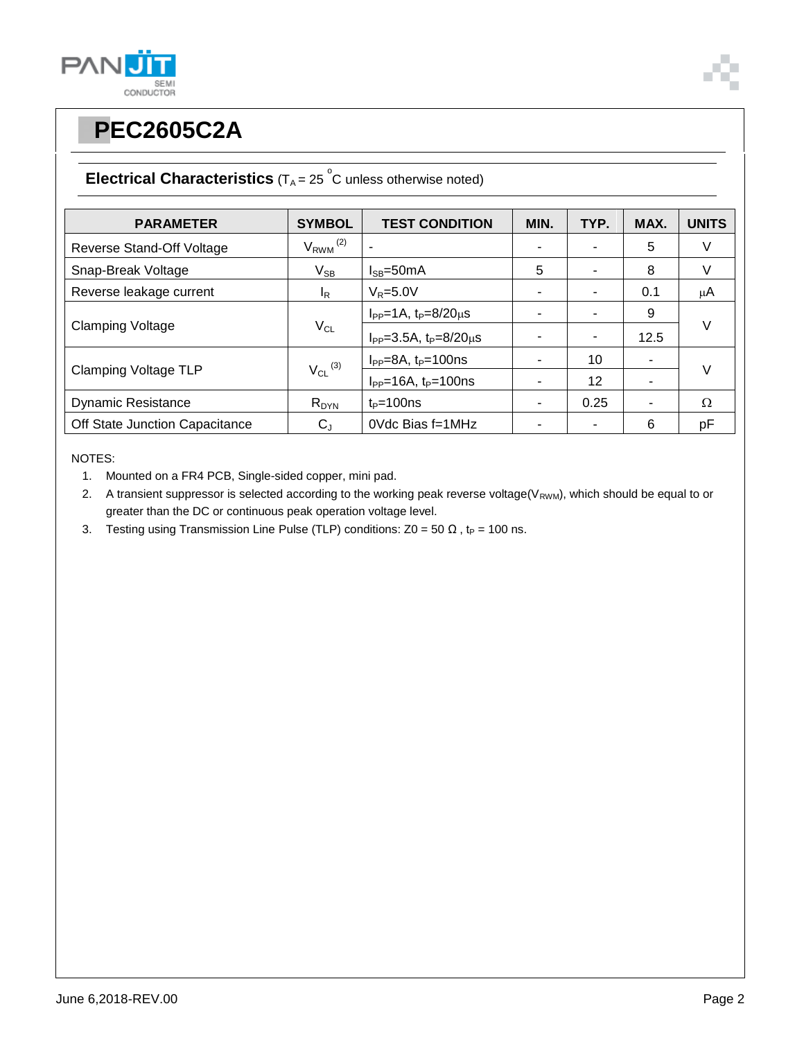# PEC2605C2A

## Electrical Characteristics ($T_A$ = 25 °C unless otherwise noted)

| PARAMETER | SYMBOL | TEST CONDITION | MIN. | TYP. | MAX. | UNITS |
|---|---|---|---|---|---|---|
| Reverse Stand-Off Voltage | $V_{RWM}$ (2) | - | - | - | 5 | V |
| Snap-Break Voltage | $V_{SB}$ | $I_{SB}$=50mA | 5 | - | 8 | V |
| Reverse leakage current | $I_R$ | $V_R$=5.0V | - | - | 0.1 | μA |
| Clamping Voltage | $V_{CL}$ | $I_{PP}$=1A, $t_P$=8/20μs | - | - | 9 | V |
| | | $I_{PP}$=3.5A, $t_P$=8/20μs | - | - | 12.5 | |
| Clamping Voltage TLP | $V_{CL}$ (3) | $I_{PP}$=8A, $t_P$=100ns | - | 10 | - | V |
| | | $I_{PP}$=16A, $t_P$=100ns | - | 12 | - | |
| Dynamic Resistance | $R_{DYN}$ | $t_P$=100ns | - | 0.25 | - | Ω |
| Off State Junction Capacitance | $C_J$ | 0Vdc Bias f=1MHz | - | - | 6 | pF |

NOTES:

1. Mounted on a FR4 PCB, Single-sided copper, mini pad.
2. A transient suppressor is selected according to the working peak reverse voltage($V_{RWM}$), which should be equal to or greater than the DC or continuous peak operation voltage level.
3. Testing using Transmission Line Pulse (TLP) conditions: Z0 = 50 Ω , $t_P$ = 100 ns.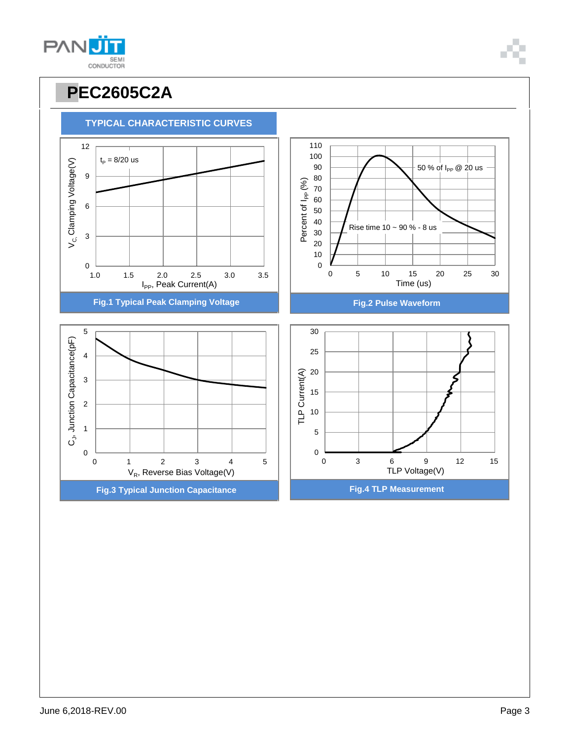# PEC2605C2A

## TYPICAL CHARACTERISTIC CURVES

Fig.1 Typical Peak Clamping Voltage

Fig.2 Pulse Waveform

Fig.3 Typical Junction Capacitance

Fig.4 TLP Measurement

June 6,2018-REV.00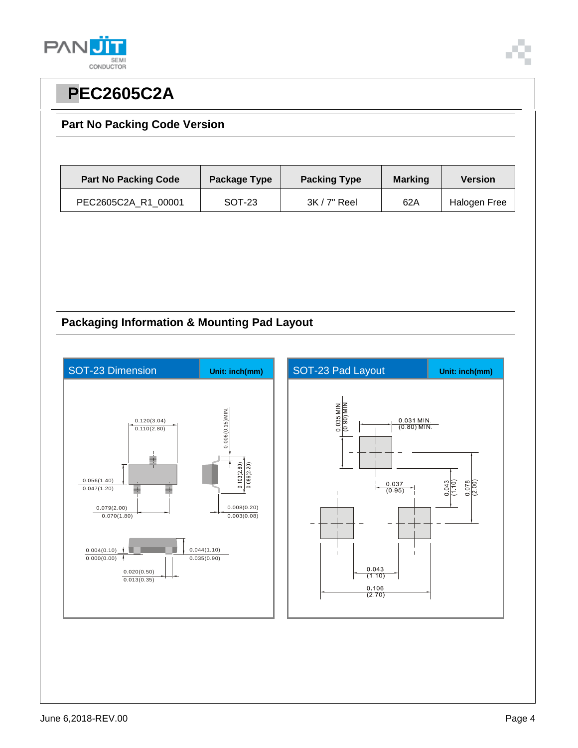# PEC2605C2A

## Part No Packing Code Version

| Part No Packing Code | Package Type | Packing Type | Marking | Version |
|---|---|---|---|---|
| PEC2605C2A_R1_00001 | SOT-23 | 3K / 7" Reel | 62A | Halogen Free |

## Packaging Information & Mounting Pad Layout

**SOT-23 Dimension** Unit: inch(mm)

0.120(3.04)
0.110(2.80)

0.006(0.15)MIN.

0.103(2.60)
0.086(2.20)

0.056(1.40)
0.047(1.20)

0.079(2.00)
0.070(1.80)

0.008(0.20)
0.003(0.08)

0.004(0.10)
0.000(0.00)

0.044(1.10)
0.035(0.90)

0.020(0.50)
0.013(0.35)

**SOT-23 Pad Layout** Unit: inch(mm)

0.035 MIN.
(0.90) MIN.

0.031 MIN.
(0.80) MIN.

0.037
(0.95)

0.043
(1.10)

0.078
(2.00)

0.043
(1.10)

0.106
(2.70)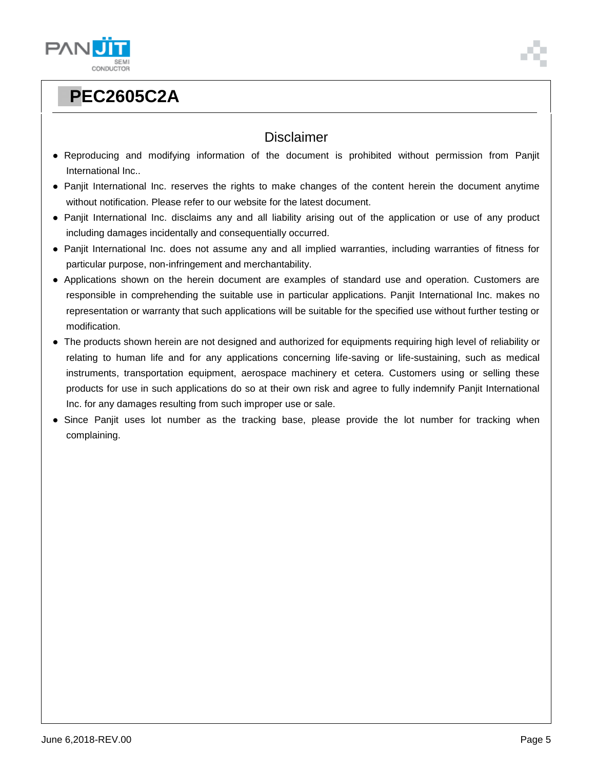# PEC2605C2A

## Disclaimer

- Reproducing and modifying information of the document is prohibited without permission from Panjit International Inc..
- Panjit International Inc. reserves the rights to make changes of the content herein the document anytime without notification. Please refer to our website for the latest document.
- Panjit International Inc. disclaims any and all liability arising out of the application or use of any product including damages incidentally and consequentially occurred.
- Panjit International Inc. does not assume any and all implied warranties, including warranties of fitness for particular purpose, non-infringement and merchantability.
- Applications shown on the herein document are examples of standard use and operation. Customers are responsible in comprehending the suitable use in particular applications. Panjit International Inc. makes no representation or warranty that such applications will be suitable for the specified use without further testing or modification.
- The products shown herein are not designed and authorized for equipments requiring high level of reliability or relating to human life and for any applications concerning life-saving or life-sustaining, such as medical instruments, transportation equipment, aerospace machinery et cetera. Customers using or selling these products for use in such applications do so at their own risk and agree to fully indemnify Panjit International Inc. for any damages resulting from such improper use or sale.
- Since Panjit uses lot number as the tracking base, please provide the lot number for tracking when complaining.

June 6,2018-REV.00